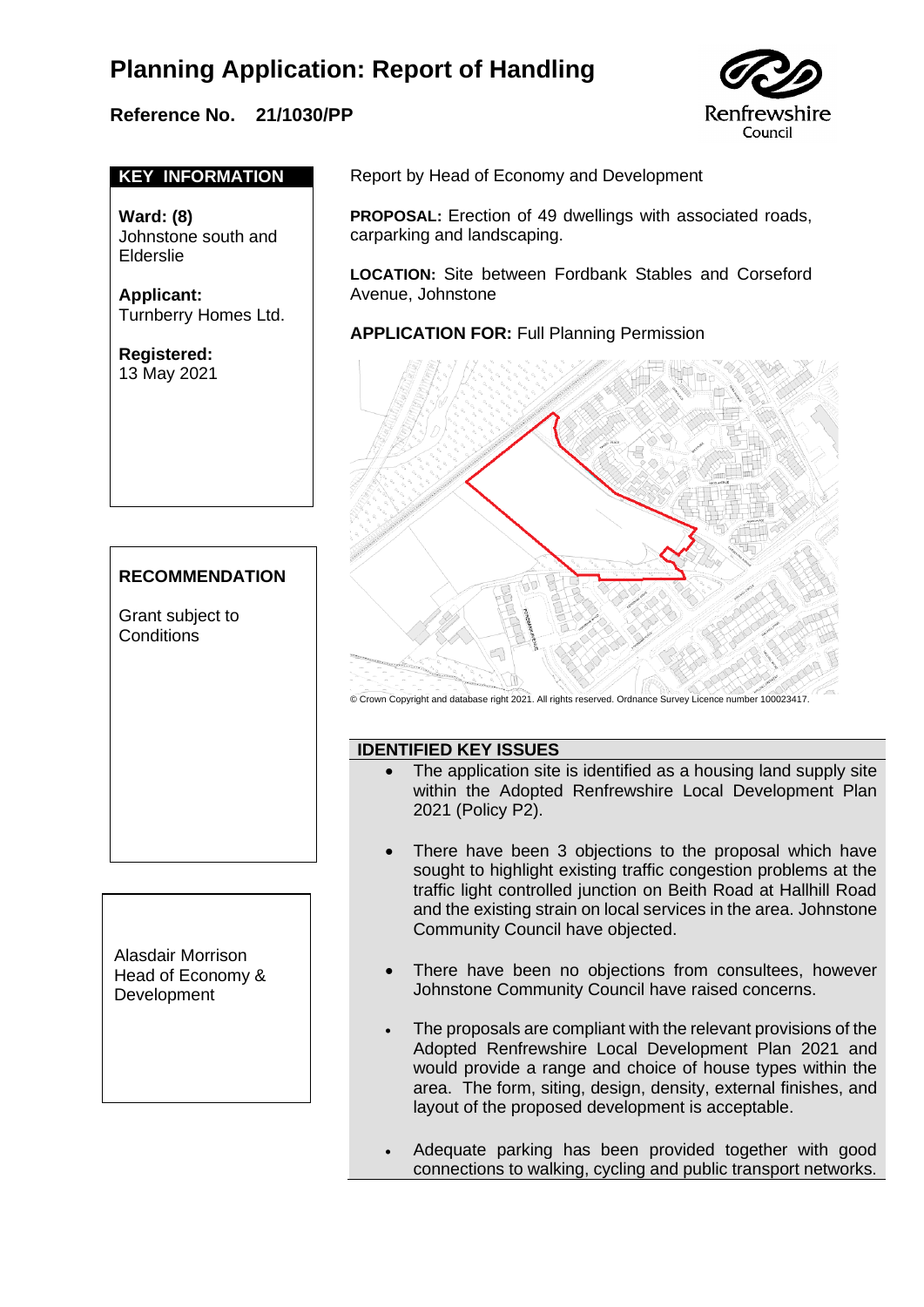# Planning Application: Report of Handling

**Reference No. 21/1030/PP**

Renfrewshire Council

**KEY INFORMATION**

**Ward: (8)**
Johnstone south and Elderslie

**Applicant:**
Turnberry Homes Ltd.

**Registered:**
13 May 2021

Report by Head of Economy and Development

**PROPOSAL:** Erection of 49 dwellings with associated roads, carparking and landscaping.

**LOCATION:** Site between Fordbank Stables and Corseford Avenue, Johnstone

**APPLICATION FOR:** Full Planning Permission

© Crown Copyright and database right 2021. All rights reserved. Ordnance Survey Licence number 100023417.

**RECOMMENDATION**

Grant subject to Conditions

Alasdair Morrison
Head of Economy & Development

**IDENTIFIED KEY ISSUES**

- The application site is identified as a housing land supply site within the Adopted Renfrewshire Local Development Plan 2021 (Policy P2).
- There have been 3 objections to the proposal which have sought to highlight existing traffic congestion problems at the traffic light controlled junction on Beith Road at Hallhill Road and the existing strain on local services in the area. Johnstone Community Council have objected.
- There have been no objections from consultees, however Johnstone Community Council have raised concerns.
- The proposals are compliant with the relevant provisions of the Adopted Renfrewshire Local Development Plan 2021 and would provide a range and choice of house types within the area. The form, siting, design, density, external finishes, and layout of the proposed development is acceptable.
- Adequate parking has been provided together with good connections to walking, cycling and public transport networks.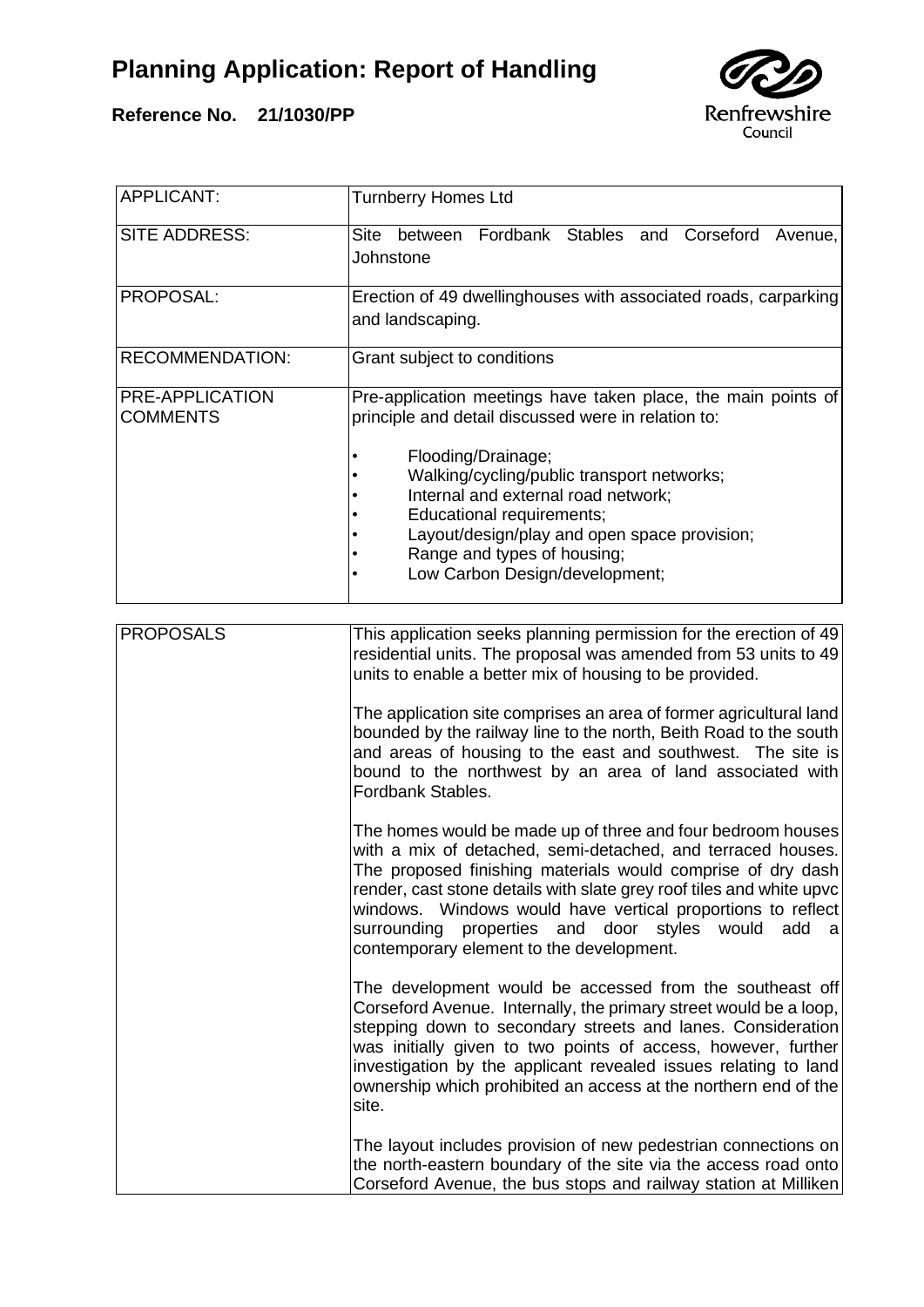# Planning Application: Report of Handling

**Reference No. 21/1030/PP**

| | |
|---|---|
| APPLICANT: | Turnberry Homes Ltd |
| SITE ADDRESS: | Site between Fordbank Stables and Corseford Avenue, Johnstone |
| PROPOSAL: | Erection of 49 dwellinghouses with associated roads, carparking and landscaping. |
| RECOMMENDATION: | Grant subject to conditions |
| PRE-APPLICATION COMMENTS | Pre-application meetings have taken place, the main points of principle and detail discussed were in relation to:<br><br>• Flooding/Drainage;<br>• Walking/cycling/public transport networks;<br>• Internal and external road network;<br>• Educational requirements;<br>• Layout/design/play and open space provision;<br>• Range and types of housing;<br>• Low Carbon Design/development; |

| | |
|---|---|
| PROPOSALS | This application seeks planning permission for the erection of 49 residential units. The proposal was amended from 53 units to 49 units to enable a better mix of housing to be provided.<br><br>The application site comprises an area of former agricultural land bounded by the railway line to the north, Beith Road to the south and areas of housing to the east and southwest. The site is bound to the northwest by an area of land associated with Fordbank Stables.<br><br>The homes would be made up of three and four bedroom houses with a mix of detached, semi-detached, and terraced houses. The proposed finishing materials would comprise of dry dash render, cast stone details with slate grey roof tiles and white upvc windows. Windows would have vertical proportions to reflect surrounding properties and door styles would add a contemporary element to the development.<br><br>The development would be accessed from the southeast off Corseford Avenue. Internally, the primary street would be a loop, stepping down to secondary streets and lanes. Consideration was initially given to two points of access, however, further investigation by the applicant revealed issues relating to land ownership which prohibited an access at the northern end of the site.<br><br>The layout includes provision of new pedestrian connections on the north-eastern boundary of the site via the access road onto Corseford Avenue, the bus stops and railway station at Milliken |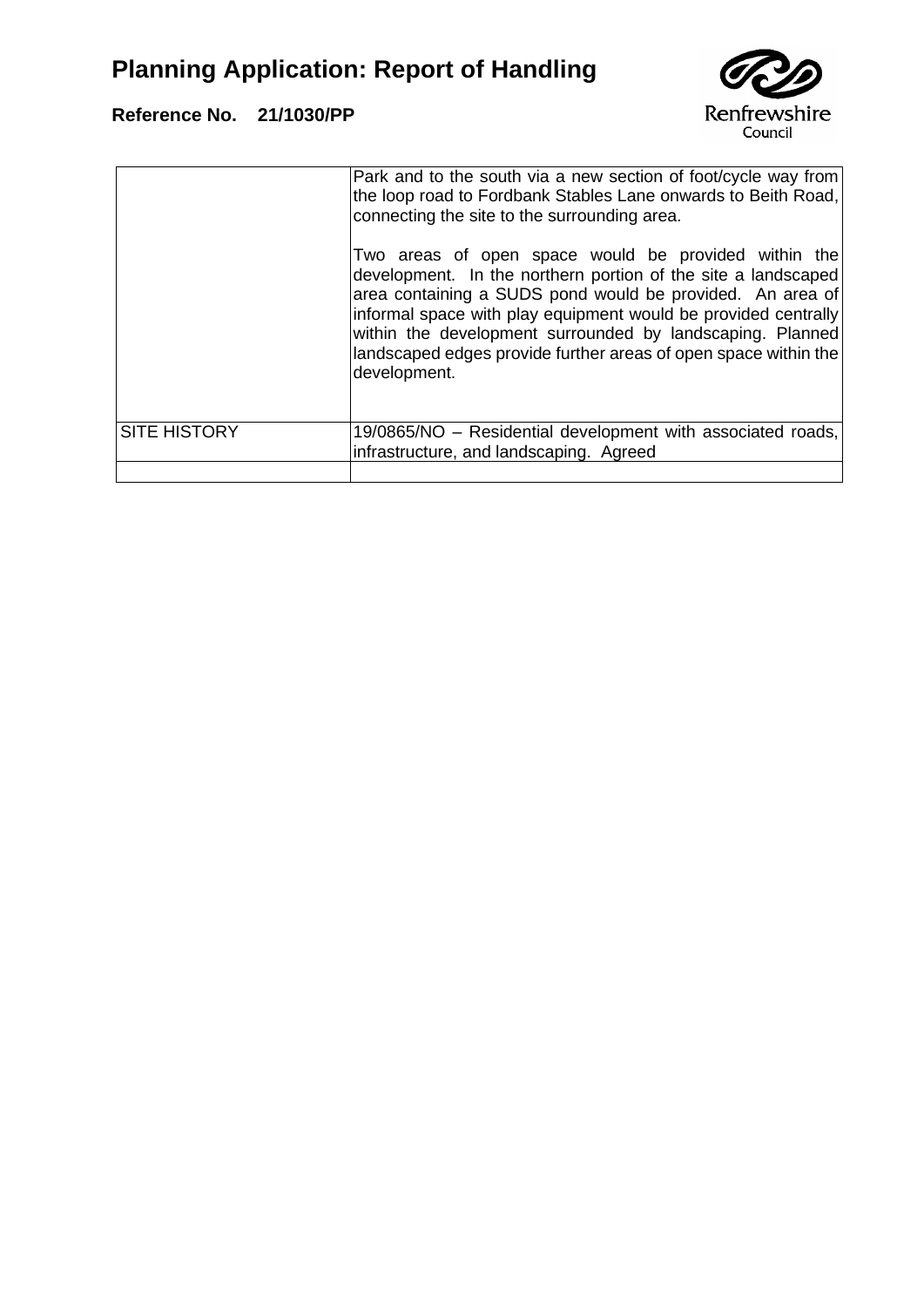| | |
|---|---|
| | Park and to the south via a new section of foot/cycle way from the loop road to Fordbank Stables Lane onwards to Beith Road, connecting the site to the surrounding area.<br><br>Two areas of open space would be provided within the development. In the northern portion of the site a landscaped area containing a SUDS pond would be provided. An area of informal space with play equipment would be provided centrally within the development surrounded by landscaping. Planned landscaped edges provide further areas of open space within the development. |
| SITE HISTORY | 19/0865/NO – Residential development with associated roads, infrastructure, and landscaping. Agreed |
| | |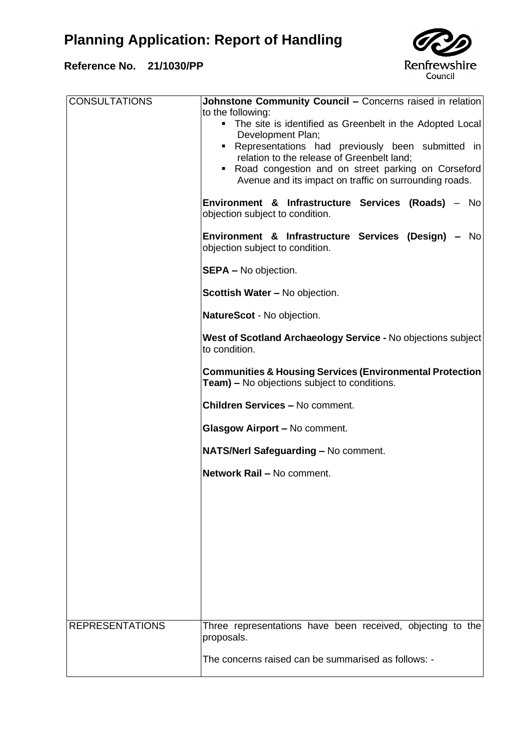| CONSULTATIONS | **Johnstone Community Council –** Concerns raised in relation to the following:<br>▪ The site is identified as Greenbelt in the Adopted Local Development Plan;<br>▪ Representations had previously been submitted in relation to the release of Greenbelt land;<br>▪ Road congestion and on street parking on Corseford Avenue and its impact on traffic on surrounding roads.<br><br>**Environment & Infrastructure Services (Roads)** – No objection subject to condition.<br><br>**Environment & Infrastructure Services (Design) –** No objection subject to condition.<br><br>**SEPA –** No objection.<br><br>**Scottish Water –** No objection.<br><br>**NatureScot** - No objection.<br><br>**West of Scotland Archaeology Service -** No objections subject to condition.<br><br>**Communities & Housing Services (Environmental Protection Team) –** No objections subject to conditions.<br><br>**Children Services –** No comment.<br><br>**Glasgow Airport –** No comment.<br><br>**NATS/Nerl Safeguarding –** No comment.<br><br>**Network Rail –** No comment. |
|---|---|
| REPRESENTATIONS | Three representations have been received, objecting to the proposals.<br><br>The concerns raised can be summarised as follows: - |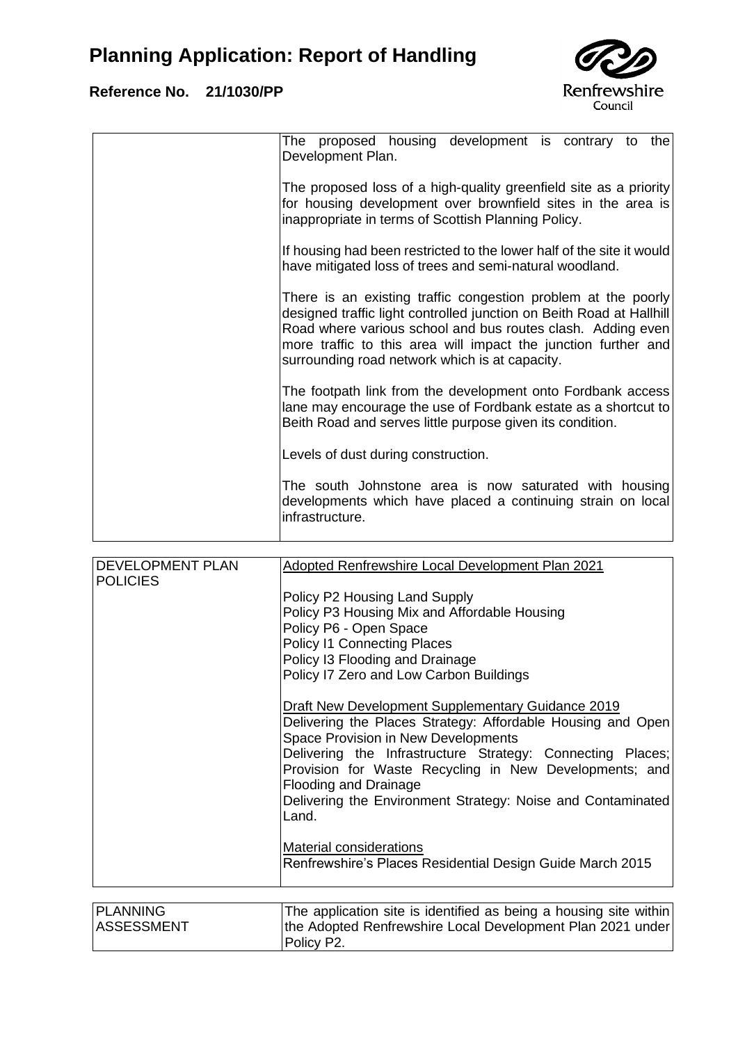| | |
|---|---|
| | The proposed housing development is contrary to the Development Plan.<br><br>The proposed loss of a high-quality greenfield site as a priority for housing development over brownfield sites in the area is inappropriate in terms of Scottish Planning Policy.<br><br>If housing had been restricted to the lower half of the site it would have mitigated loss of trees and semi-natural woodland.<br><br>There is an existing traffic congestion problem at the poorly designed traffic light controlled junction on Beith Road at Hallhill Road where various school and bus routes clash. Adding even more traffic to this area will impact the junction further and surrounding road network which is at capacity.<br><br>The footpath link from the development onto Fordbank access lane may encourage the use of Fordbank estate as a shortcut to Beith Road and serves little purpose given its condition.<br><br>Levels of dust during construction.<br><br>The south Johnstone area is now saturated with housing developments which have placed a continuing strain on local infrastructure. |

| | |
|---|---|
| DEVELOPMENT PLAN POLICIES | Adopted Renfrewshire Local Development Plan 2021<br><br>Policy P2 Housing Land Supply<br>Policy P3 Housing Mix and Affordable Housing<br>Policy P6 - Open Space<br>Policy I1 Connecting Places<br>Policy I3 Flooding and Drainage<br>Policy I7 Zero and Low Carbon Buildings<br><br>Draft New Development Supplementary Guidance 2019<br>Delivering the Places Strategy: Affordable Housing and Open Space Provision in New Developments<br>Delivering the Infrastructure Strategy: Connecting Places; Provision for Waste Recycling in New Developments; and Flooding and Drainage<br>Delivering the Environment Strategy: Noise and Contaminated Land.<br><br>Material considerations<br>Renfrewshire's Places Residential Design Guide March 2015 |

| | |
|---|---|
| PLANNING ASSESSMENT | The application site is identified as being a housing site within the Adopted Renfrewshire Local Development Plan 2021 under Policy P2. |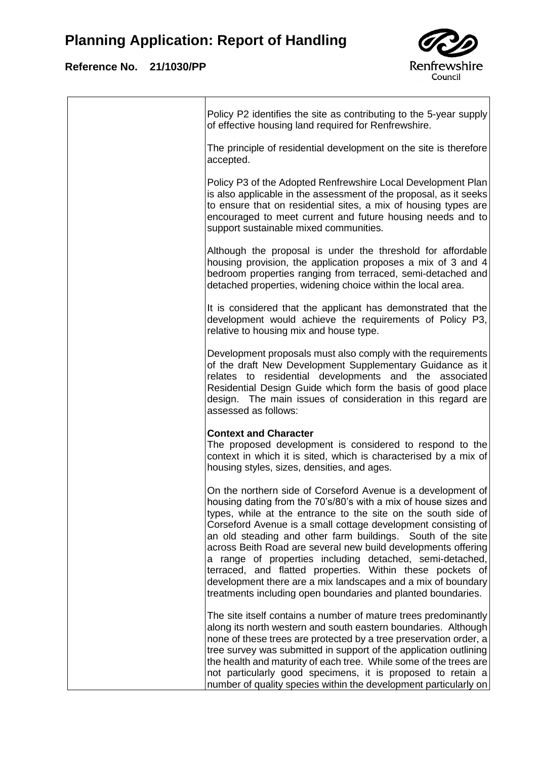Policy P2 identifies the site as contributing to the 5-year supply of effective housing land required for Renfrewshire.

The principle of residential development on the site is therefore accepted.

Policy P3 of the Adopted Renfrewshire Local Development Plan is also applicable in the assessment of the proposal, as it seeks to ensure that on residential sites, a mix of housing types are encouraged to meet current and future housing needs and to support sustainable mixed communities.

Although the proposal is under the threshold for affordable housing provision, the application proposes a mix of 3 and 4 bedroom properties ranging from terraced, semi-detached and detached properties, widening choice within the local area.

It is considered that the applicant has demonstrated that the development would achieve the requirements of Policy P3, relative to housing mix and house type.

Development proposals must also comply with the requirements of the draft New Development Supplementary Guidance as it relates to residential developments and the associated Residential Design Guide which form the basis of good place design. The main issues of consideration in this regard are assessed as follows:

**Context and Character**

The proposed development is considered to respond to the context in which it is sited, which is characterised by a mix of housing styles, sizes, densities, and ages.

On the northern side of Corseford Avenue is a development of housing dating from the 70's/80's with a mix of house sizes and types, while at the entrance to the site on the south side of Corseford Avenue is a small cottage development consisting of an old steading and other farm buildings. South of the site across Beith Road are several new build developments offering a range of properties including detached, semi-detached, terraced, and flatted properties. Within these pockets of development there are a mix landscapes and a mix of boundary treatments including open boundaries and planted boundaries.

The site itself contains a number of mature trees predominantly along its north western and south eastern boundaries. Although none of these trees are protected by a tree preservation order, a tree survey was submitted in support of the application outlining the health and maturity of each tree. While some of the trees are not particularly good specimens, it is proposed to retain a number of quality species within the development particularly on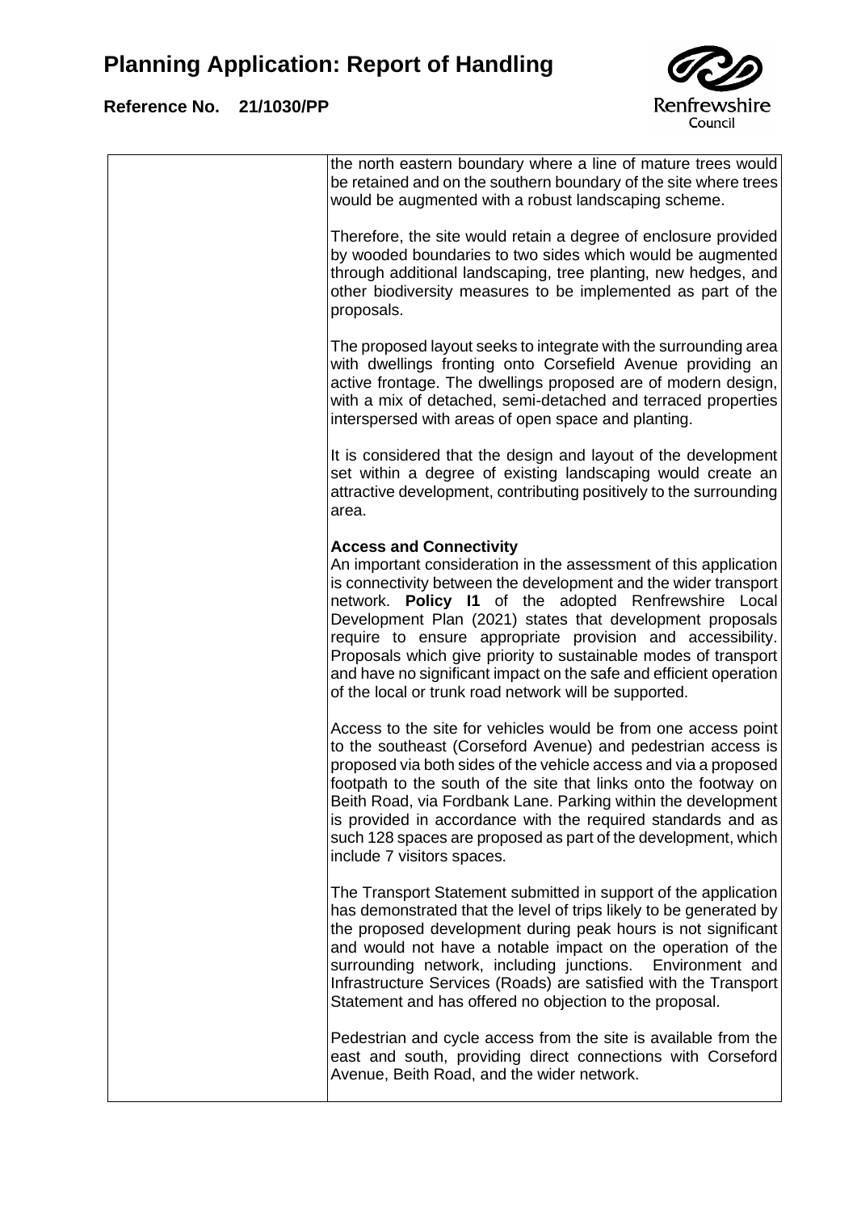the north eastern boundary where a line of mature trees would be retained and on the southern boundary of the site where trees would be augmented with a robust landscaping scheme.

Therefore, the site would retain a degree of enclosure provided by wooded boundaries to two sides which would be augmented through additional landscaping, tree planting, new hedges, and other biodiversity measures to be implemented as part of the proposals.

The proposed layout seeks to integrate with the surrounding area with dwellings fronting onto Corsefield Avenue providing an active frontage. The dwellings proposed are of modern design, with a mix of detached, semi-detached and terraced properties interspersed with areas of open space and planting.

It is considered that the design and layout of the development set within a degree of existing landscaping would create an attractive development, contributing positively to the surrounding area.

**Access and Connectivity**

An important consideration in the assessment of this application is connectivity between the development and the wider transport network. **Policy I1** of the adopted Renfrewshire Local Development Plan (2021) states that development proposals require to ensure appropriate provision and accessibility. Proposals which give priority to sustainable modes of transport and have no significant impact on the safe and efficient operation of the local or trunk road network will be supported.

Access to the site for vehicles would be from one access point to the southeast (Corseford Avenue) and pedestrian access is proposed via both sides of the vehicle access and via a proposed footpath to the south of the site that links onto the footway on Beith Road, via Fordbank Lane. Parking within the development is provided in accordance with the required standards and as such 128 spaces are proposed as part of the development, which include 7 visitors spaces.

The Transport Statement submitted in support of the application has demonstrated that the level of trips likely to be generated by the proposed development during peak hours is not significant and would not have a notable impact on the operation of the surrounding network, including junctions. Environment and Infrastructure Services (Roads) are satisfied with the Transport Statement and has offered no objection to the proposal.

Pedestrian and cycle access from the site is available from the east and south, providing direct connections with Corseford Avenue, Beith Road, and the wider network.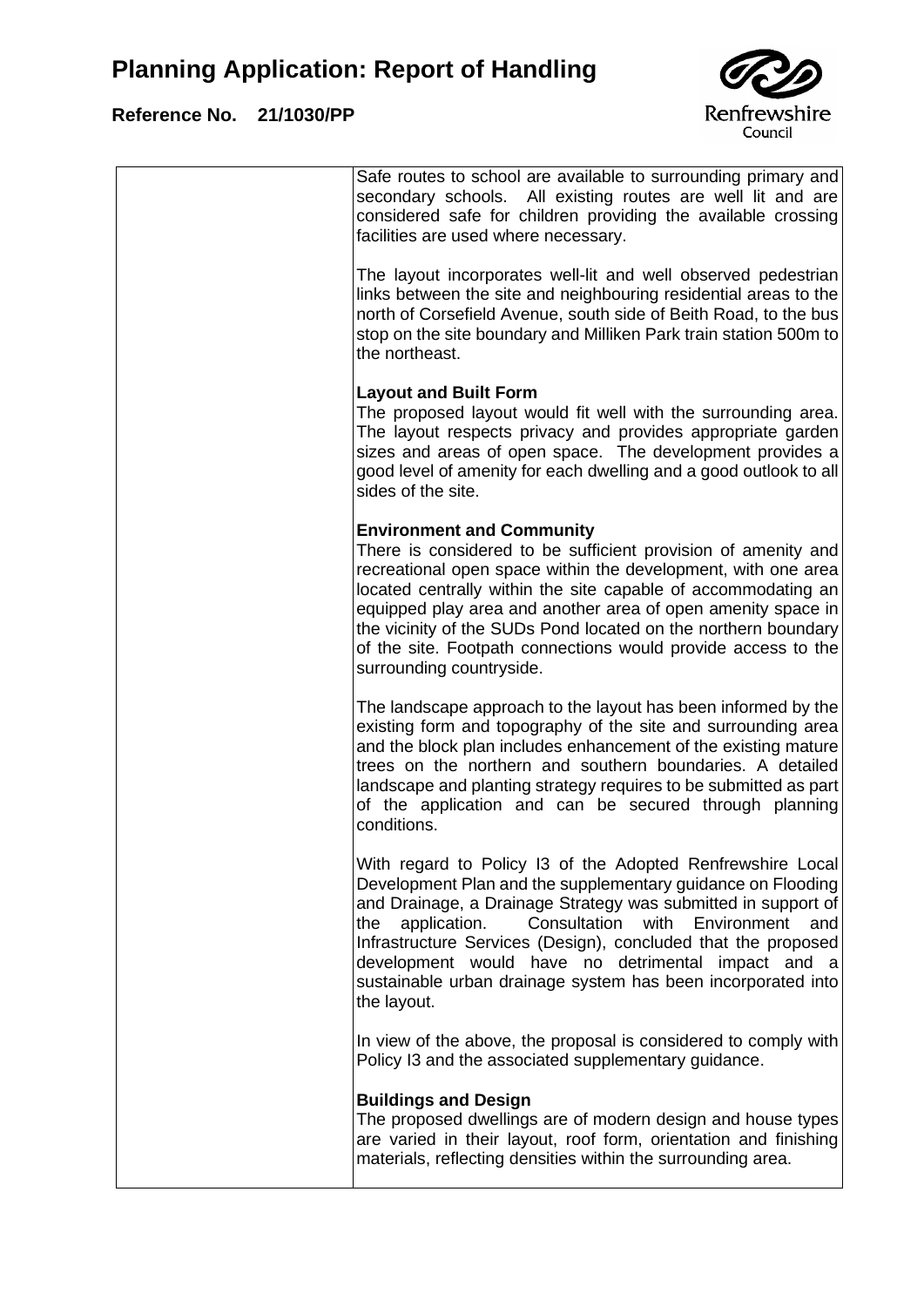Safe routes to school are available to surrounding primary and secondary schools. All existing routes are well lit and are considered safe for children providing the available crossing facilities are used where necessary.

The layout incorporates well-lit and well observed pedestrian links between the site and neighbouring residential areas to the north of Corsefield Avenue, south side of Beith Road, to the bus stop on the site boundary and Milliken Park train station 500m to the northeast.

**Layout and Built Form**
The proposed layout would fit well with the surrounding area. The layout respects privacy and provides appropriate garden sizes and areas of open space. The development provides a good level of amenity for each dwelling and a good outlook to all sides of the site.

**Environment and Community**
There is considered to be sufficient provision of amenity and recreational open space within the development, with one area located centrally within the site capable of accommodating an equipped play area and another area of open amenity space in the vicinity of the SUDs Pond located on the northern boundary of the site. Footpath connections would provide access to the surrounding countryside.

The landscape approach to the layout has been informed by the existing form and topography of the site and surrounding area and the block plan includes enhancement of the existing mature trees on the northern and southern boundaries. A detailed landscape and planting strategy requires to be submitted as part of the application and can be secured through planning conditions.

With regard to Policy I3 of the Adopted Renfrewshire Local Development Plan and the supplementary guidance on Flooding and Drainage, a Drainage Strategy was submitted in support of the application. Consultation with Environment and Infrastructure Services (Design), concluded that the proposed development would have no detrimental impact and a sustainable urban drainage system has been incorporated into the layout.

In view of the above, the proposal is considered to comply with Policy I3 and the associated supplementary guidance.

**Buildings and Design**
The proposed dwellings are of modern design and house types are varied in their layout, roof form, orientation and finishing materials, reflecting densities within the surrounding area.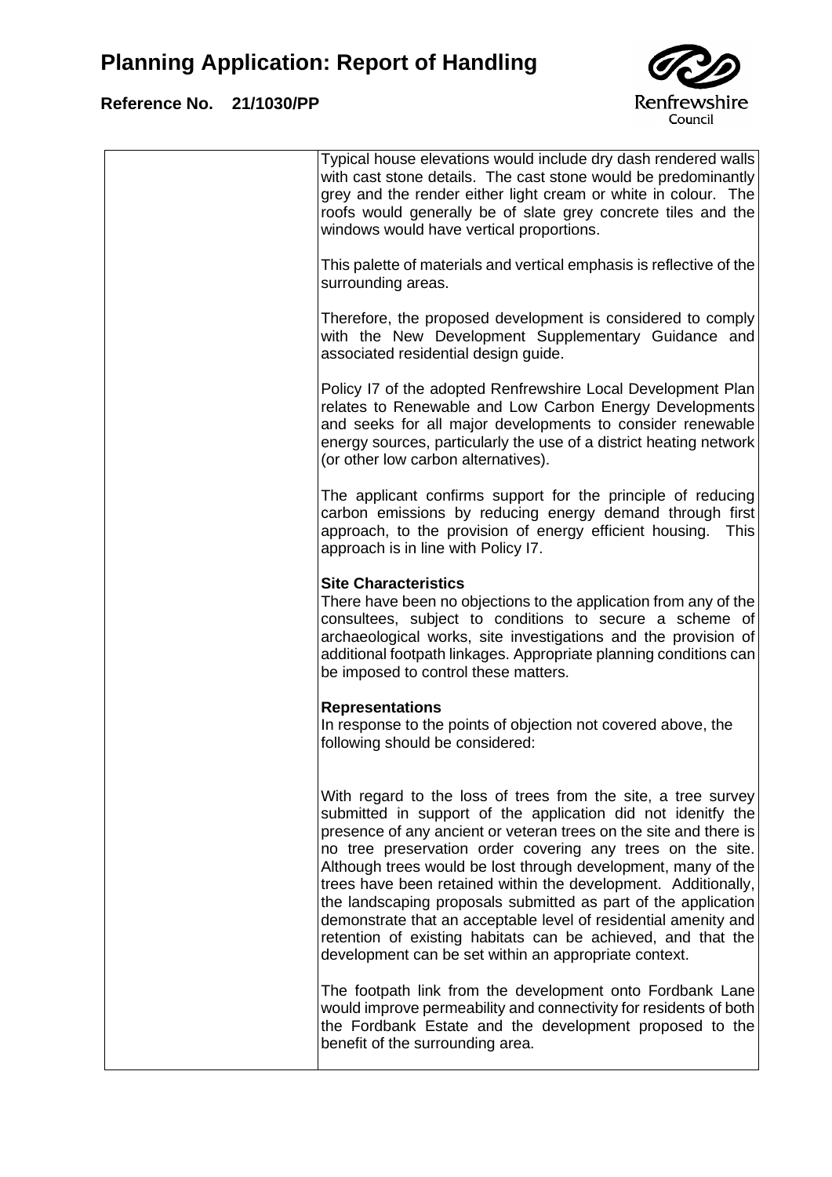Typical house elevations would include dry dash rendered walls with cast stone details. The cast stone would be predominantly grey and the render either light cream or white in colour. The roofs would generally be of slate grey concrete tiles and the windows would have vertical proportions.

This palette of materials and vertical emphasis is reflective of the surrounding areas.

Therefore, the proposed development is considered to comply with the New Development Supplementary Guidance and associated residential design guide.

Policy I7 of the adopted Renfrewshire Local Development Plan relates to Renewable and Low Carbon Energy Developments and seeks for all major developments to consider renewable energy sources, particularly the use of a district heating network (or other low carbon alternatives).

The applicant confirms support for the principle of reducing carbon emissions by reducing energy demand through first approach, to the provision of energy efficient housing. This approach is in line with Policy I7.

**Site Characteristics**

There have been no objections to the application from any of the consultees, subject to conditions to secure a scheme of archaeological works, site investigations and the provision of additional footpath linkages. Appropriate planning conditions can be imposed to control these matters.

**Representations**

In response to the points of objection not covered above, the following should be considered:

With regard to the loss of trees from the site, a tree survey submitted in support of the application did not idenitfy the presence of any ancient or veteran trees on the site and there is no tree preservation order covering any trees on the site. Although trees would be lost through development, many of the trees have been retained within the development. Additionally, the landscaping proposals submitted as part of the application demonstrate that an acceptable level of residential amenity and retention of existing habitats can be achieved, and that the development can be set within an appropriate context.

The footpath link from the development onto Fordbank Lane would improve permeability and connectivity for residents of both the Fordbank Estate and the development proposed to the benefit of the surrounding area.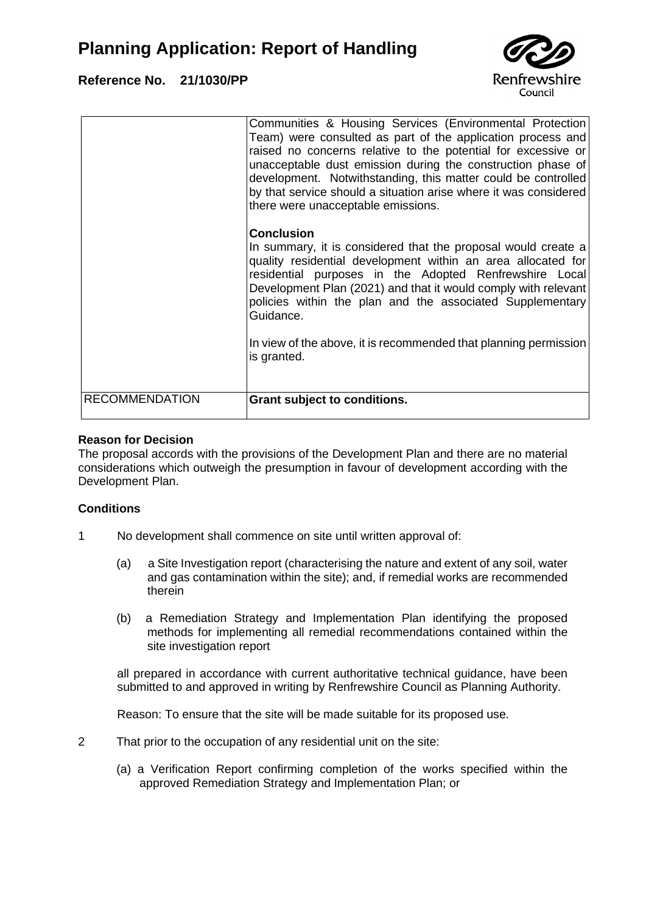# Planning Application: Report of Handling

**Reference No. 21/1030/PP**

| | |
|---|---|
| | Communities & Housing Services (Environmental Protection Team) were consulted as part of the application process and raised no concerns relative to the potential for excessive or unacceptable dust emission during the construction phase of development. Notwithstanding, this matter could be controlled by that service should a situation arise where it was considered there were unacceptable emissions.<br><br>**Conclusion**<br>In summary, it is considered that the proposal would create a quality residential development within an area allocated for residential purposes in the Adopted Renfrewshire Local Development Plan (2021) and that it would comply with relevant policies within the plan and the associated Supplementary Guidance.<br><br>In view of the above, it is recommended that planning permission is granted. |
| RECOMMENDATION | **Grant subject to conditions.** |

**Reason for Decision**

The proposal accords with the provisions of the Development Plan and there are no material considerations which outweigh the presumption in favour of development according with the Development Plan.

**Conditions**

1 No development shall commence on site until written approval of:

(a) a Site Investigation report (characterising the nature and extent of any soil, water and gas contamination within the site); and, if remedial works are recommended therein

(b) a Remediation Strategy and Implementation Plan identifying the proposed methods for implementing all remedial recommendations contained within the site investigation report

all prepared in accordance with current authoritative technical guidance, have been submitted to and approved in writing by Renfrewshire Council as Planning Authority.

Reason: To ensure that the site will be made suitable for its proposed use.

2 That prior to the occupation of any residential unit on the site:

(a) a Verification Report confirming completion of the works specified within the approved Remediation Strategy and Implementation Plan; or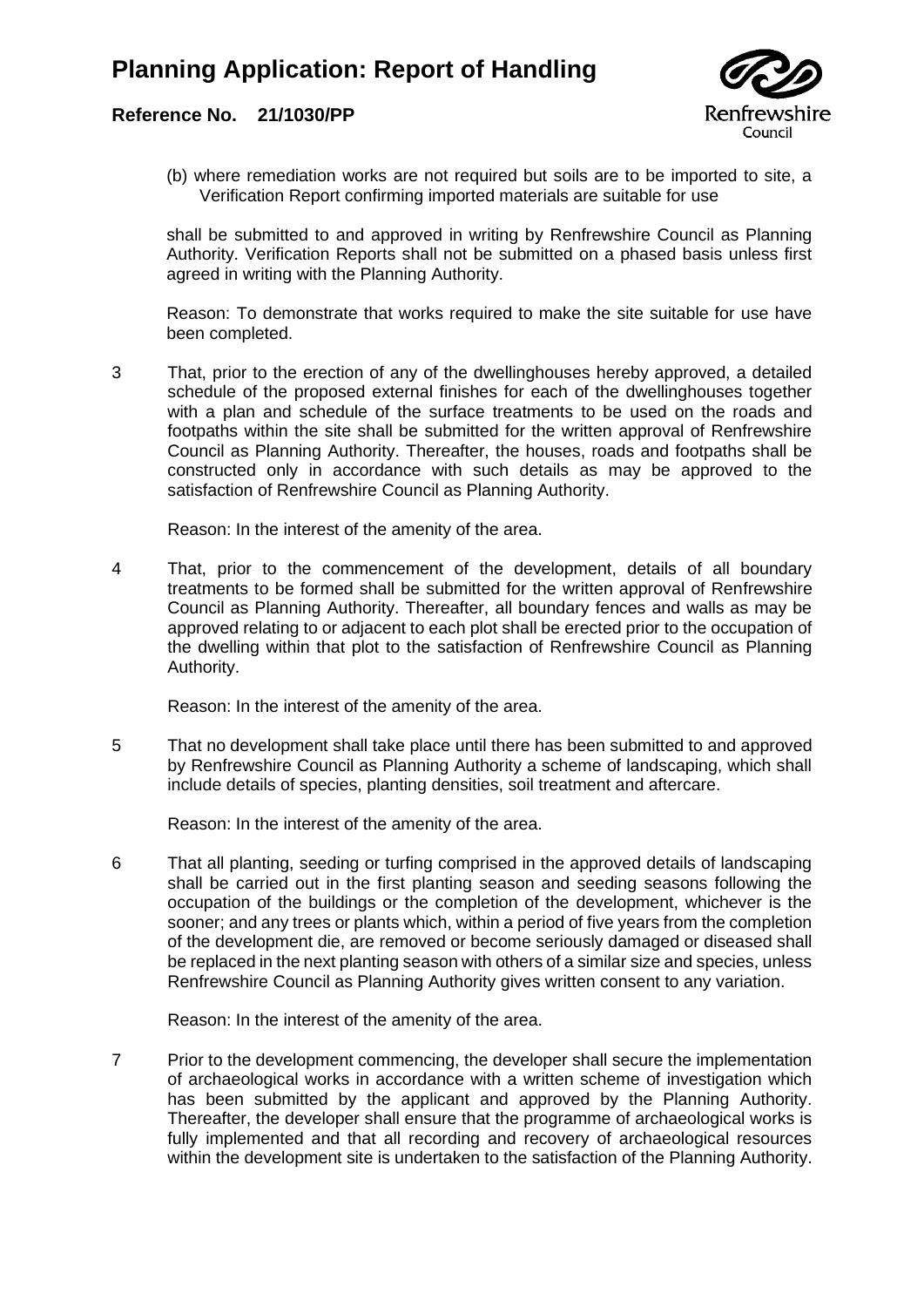(b) where remediation works are not required but soils are to be imported to site, a Verification Report confirming imported materials are suitable for use

shall be submitted to and approved in writing by Renfrewshire Council as Planning Authority. Verification Reports shall not be submitted on a phased basis unless first agreed in writing with the Planning Authority.

Reason: To demonstrate that works required to make the site suitable for use have been completed.

3 That, prior to the erection of any of the dwellinghouses hereby approved, a detailed schedule of the proposed external finishes for each of the dwellinghouses together with a plan and schedule of the surface treatments to be used on the roads and footpaths within the site shall be submitted for the written approval of Renfrewshire Council as Planning Authority. Thereafter, the houses, roads and footpaths shall be constructed only in accordance with such details as may be approved to the satisfaction of Renfrewshire Council as Planning Authority.

Reason: In the interest of the amenity of the area.

4 That, prior to the commencement of the development, details of all boundary treatments to be formed shall be submitted for the written approval of Renfrewshire Council as Planning Authority. Thereafter, all boundary fences and walls as may be approved relating to or adjacent to each plot shall be erected prior to the occupation of the dwelling within that plot to the satisfaction of Renfrewshire Council as Planning Authority.

Reason: In the interest of the amenity of the area.

5 That no development shall take place until there has been submitted to and approved by Renfrewshire Council as Planning Authority a scheme of landscaping, which shall include details of species, planting densities, soil treatment and aftercare.

Reason: In the interest of the amenity of the area.

6 That all planting, seeding or turfing comprised in the approved details of landscaping shall be carried out in the first planting season and seeding seasons following the occupation of the buildings or the completion of the development, whichever is the sooner; and any trees or plants which, within a period of five years from the completion of the development die, are removed or become seriously damaged or diseased shall be replaced in the next planting season with others of a similar size and species, unless Renfrewshire Council as Planning Authority gives written consent to any variation.

Reason: In the interest of the amenity of the area.

7 Prior to the development commencing, the developer shall secure the implementation of archaeological works in accordance with a written scheme of investigation which has been submitted by the applicant and approved by the Planning Authority. Thereafter, the developer shall ensure that the programme of archaeological works is fully implemented and that all recording and recovery of archaeological resources within the development site is undertaken to the satisfaction of the Planning Authority.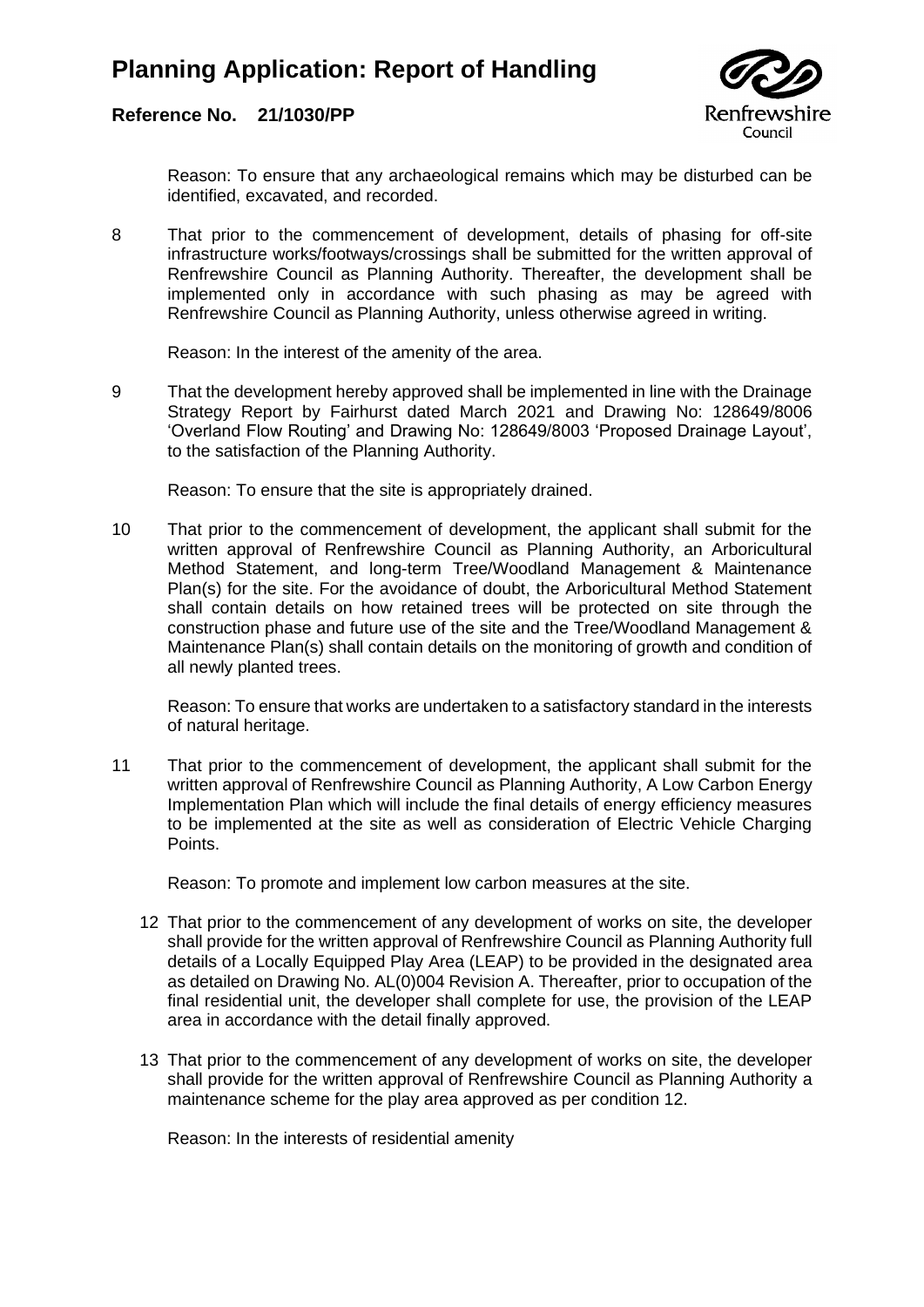Reason: To ensure that any archaeological remains which may be disturbed can be identified, excavated, and recorded.

8 That prior to the commencement of development, details of phasing for off-site infrastructure works/footways/crossings shall be submitted for the written approval of Renfrewshire Council as Planning Authority. Thereafter, the development shall be implemented only in accordance with such phasing as may be agreed with Renfrewshire Council as Planning Authority, unless otherwise agreed in writing.

   Reason: In the interest of the amenity of the area.

9 That the development hereby approved shall be implemented in line with the Drainage Strategy Report by Fairhurst dated March 2021 and Drawing No: 128649/8006 'Overland Flow Routing' and Drawing No: 128649/8003 'Proposed Drainage Layout', to the satisfaction of the Planning Authority.

   Reason: To ensure that the site is appropriately drained.

10 That prior to the commencement of development, the applicant shall submit for the written approval of Renfrewshire Council as Planning Authority, an Arboricultural Method Statement, and long-term Tree/Woodland Management & Maintenance Plan(s) for the site. For the avoidance of doubt, the Arboricultural Method Statement shall contain details on how retained trees will be protected on site through the construction phase and future use of the site and the Tree/Woodland Management & Maintenance Plan(s) shall contain details on the monitoring of growth and condition of all newly planted trees.

   Reason: To ensure that works are undertaken to a satisfactory standard in the interests of natural heritage.

11 That prior to the commencement of development, the applicant shall submit for the written approval of Renfrewshire Council as Planning Authority, A Low Carbon Energy Implementation Plan which will include the final details of energy efficiency measures to be implemented at the site as well as consideration of Electric Vehicle Charging Points.

   Reason: To promote and implement low carbon measures at the site.

12 That prior to the commencement of any development of works on site, the developer shall provide for the written approval of Renfrewshire Council as Planning Authority full details of a Locally Equipped Play Area (LEAP) to be provided in the designated area as detailed on Drawing No. AL(0)004 Revision A. Thereafter, prior to occupation of the final residential unit, the developer shall complete for use, the provision of the LEAP area in accordance with the detail finally approved.

13 That prior to the commencement of any development of works on site, the developer shall provide for the written approval of Renfrewshire Council as Planning Authority a maintenance scheme for the play area approved as per condition 12.

   Reason: In the interests of residential amenity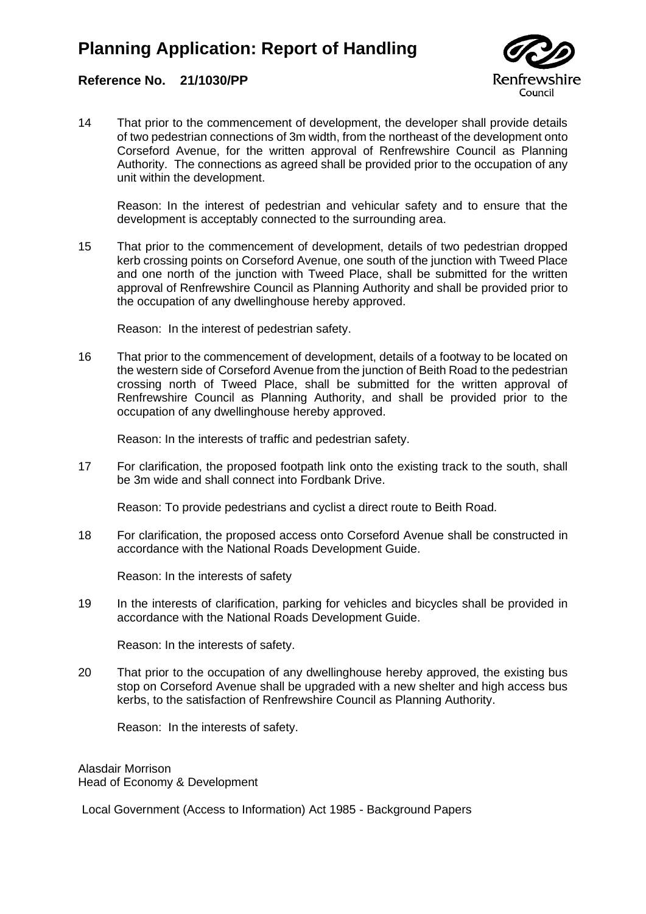14 That prior to the commencement of development, the developer shall provide details of two pedestrian connections of 3m width, from the northeast of the development onto Corseford Avenue, for the written approval of Renfrewshire Council as Planning Authority. The connections as agreed shall be provided prior to the occupation of any unit within the development.

Reason: In the interest of pedestrian and vehicular safety and to ensure that the development is acceptably connected to the surrounding area.

15 That prior to the commencement of development, details of two pedestrian dropped kerb crossing points on Corseford Avenue, one south of the junction with Tweed Place and one north of the junction with Tweed Place, shall be submitted for the written approval of Renfrewshire Council as Planning Authority and shall be provided prior to the occupation of any dwellinghouse hereby approved.

Reason: In the interest of pedestrian safety.

16 That prior to the commencement of development, details of a footway to be located on the western side of Corseford Avenue from the junction of Beith Road to the pedestrian crossing north of Tweed Place, shall be submitted for the written approval of Renfrewshire Council as Planning Authority, and shall be provided prior to the occupation of any dwellinghouse hereby approved.

Reason: In the interests of traffic and pedestrian safety.

17 For clarification, the proposed footpath link onto the existing track to the south, shall be 3m wide and shall connect into Fordbank Drive.

Reason: To provide pedestrians and cyclist a direct route to Beith Road.

18 For clarification, the proposed access onto Corseford Avenue shall be constructed in accordance with the National Roads Development Guide.

Reason: In the interests of safety

19 In the interests of clarification, parking for vehicles and bicycles shall be provided in accordance with the National Roads Development Guide.

Reason: In the interests of safety.

20 That prior to the occupation of any dwellinghouse hereby approved, the existing bus stop on Corseford Avenue shall be upgraded with a new shelter and high access bus kerbs, to the satisfaction of Renfrewshire Council as Planning Authority.

Reason: In the interests of safety.

Alasdair Morrison
Head of Economy & Development

Local Government (Access to Information) Act 1985 - Background Papers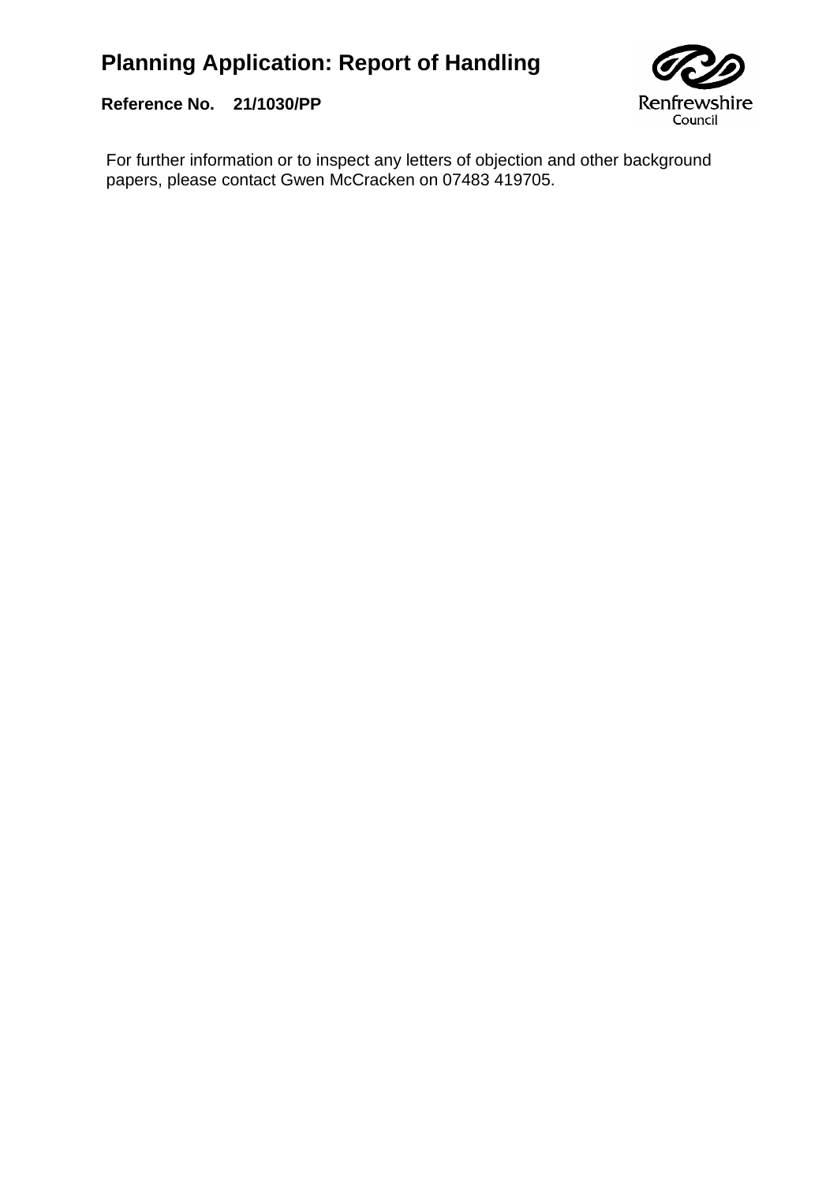For further information or to inspect any letters of objection and other background papers, please contact Gwen McCracken on 07483 419705.